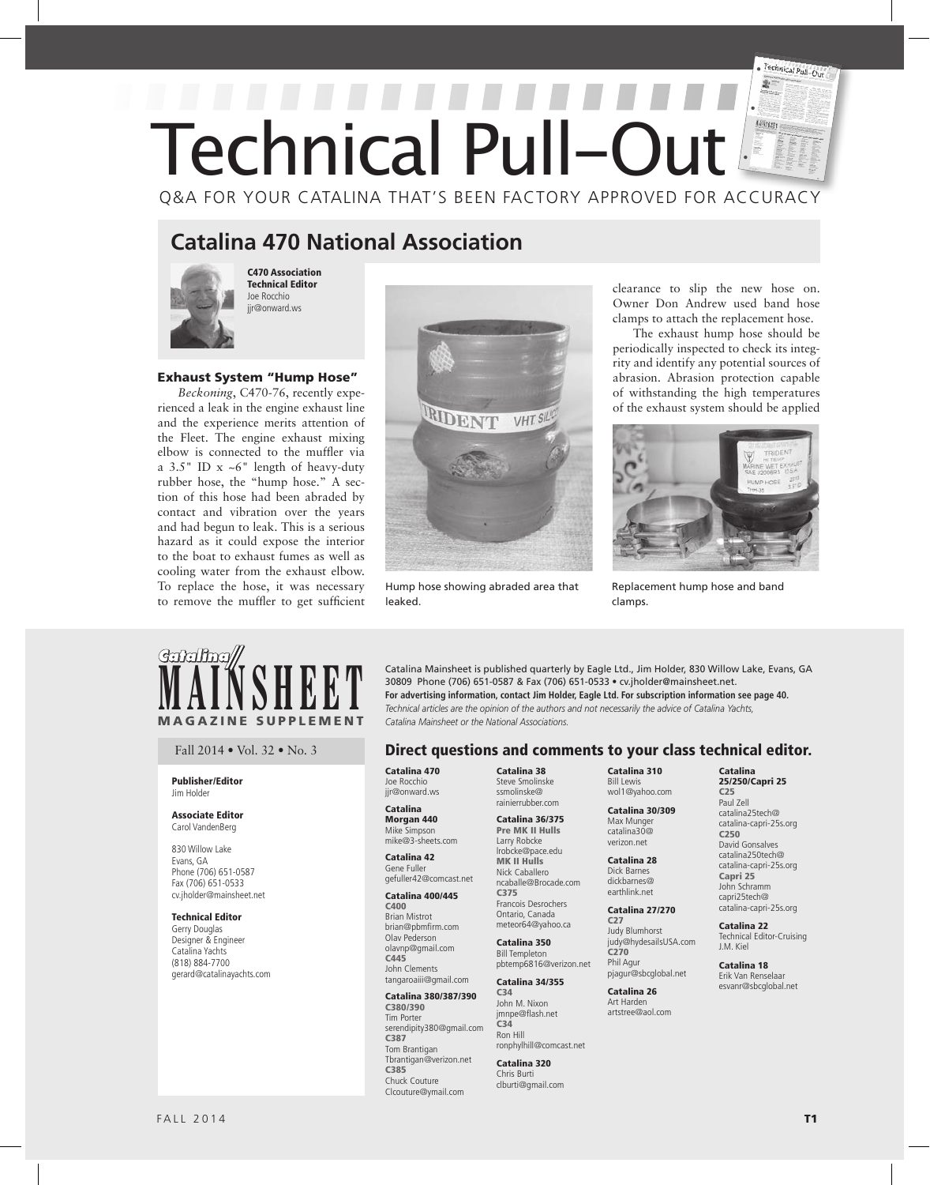# Technical Pull–Out

Q&A FOR YOUR CATALINA THAT'S BEEN FACTORY APPROVED FOR ACCURACY

## Catalina 470 National Association

**C470 Association Technical Editor**
Joe Rocchio
jjr@onward.ws

### Exhaust System "Hump Hose"

*Beckoning*, C470-76, recently experienced a leak in the engine exhaust line and the experience merits attention of the Fleet. The engine exhaust mixing elbow is connected to the muffler via a 3.5" ID x ~6" length of heavy-duty rubber hose, the "hump hose." A section of this hose had been abraded by contact and vibration over the years and had begun to leak. This is a serious hazard as it could expose the interior to the boat to exhaust fumes as well as cooling water from the exhaust elbow. To replace the hose, it was necessary to remove the muffler to get sufficient clearance to slip the new hose on. Owner Don Andrew used band hose clamps to attach the replacement hose.

The exhaust hump hose should be periodically inspected to check its integrity and identify any potential sources of abrasion. Abrasion protection capable of withstanding the high temperatures of the exhaust system should be applied

Hump hose showing abraded area that leaked.

Replacement hump hose and band clamps.

---

**Catalina MAINSHEET MAGAZINE SUPPLEMENT**

Fall 2014 • Vol. 32 • No. 3

Catalina Mainsheet is published quarterly by Eagle Ltd., Jim Holder, 830 Willow Lake, Evans, GA 30809 Phone (706) 651-0587 & Fax (706) 651-0533 • cv.jholder@mainsheet.net.
**For advertising information, contact Jim Holder, Eagle Ltd. For subscription information see page 40.**
*Technical articles are the opinion of the authors and not necessarily the advice of Catalina Yachts, Catalina Mainsheet or the National Associations.*

**Publisher/Editor**
Jim Holder

**Associate Editor**
Carol VandenBerg

830 Willow Lake
Evans, GA
Phone (706) 651-0587
Fax (706) 651-0533
cv.jholder@mainsheet.net

**Technical Editor**
Gerry Douglas
Designer & Engineer
Catalina Yachts
(818) 884-7700
gerard@catalinayachts.com

### Direct questions and comments to your class technical editor.

**Catalina 470**
Joe Rocchio
jjr@onward.ws

**Catalina Morgan 440**
Mike Simpson
mike@3-sheets.com

**Catalina 42**
Gene Fuller
gefuller42@comcast.net

**Catalina 400/445**
**C400**
Brian Mistrot
brian@pbmfirm.com
Olav Pederson
olavnp@gmail.com
**C445**
John Clements
tangaroaiii@gmail.com

**Catalina 380/387/390**
**C380/390**
Tim Porter
serendipity380@gmail.com
**C387**
Tom Brantigan
Tbrantigan@verizon.net
**C385**
Chuck Couture
Clcouture@ymail.com

**Catalina 38**
Steve Smolinske
ssmolinske@rainierrubber.com

**Catalina 36/375**
**Pre MK II Hulls**
Larry Robcke
lrobcke@pace.edu
**MK II Hulls**
Nick Caballero
ncaballe@Brocade.com
**C375**
Francois Desrochers
Ontario, Canada
meteor64@yahoo.ca

**Catalina 350**
Bill Templeton
pbtemp6816@verizon.net

**Catalina 34/355**
**C34**
John M. Nixon
jmnpe@flash.net
**C34**
Ron Hill
ronphylhill@comcast.net

**Catalina 320**
Chris Burti
clburti@gmail.com

**Catalina 310**
Bill Lewis
wol1@yahoo.com

**Catalina 30/309**
Max Munger
catalina30@verizon.net

**Catalina 28**
Dick Barnes
dickbarnes@earthlink.net

**Catalina 27/270**
**C27**
Judy Blumhorst
judy@hydesailsUSA.com
**C270**
Phil Agur
pjagur@sbcglobal.net

**Catalina 26**
Art Harden
artstree@aol.com

**Catalina 25/250/Capri 25**
**C25**
Paul Zell
catalina25tech@catalina-capri-25s.org
**C250**
David Gonsalves
catalina250tech@catalina-capri-25s.org
**Capri 25**
John Schramm
capri25tech@catalina-capri-25s.org

**Catalina 22**
Technical Editor-Cruising
J.M. Kiel

**Catalina 18**
Erik Van Renselaar
esvanr@sbcglobal.net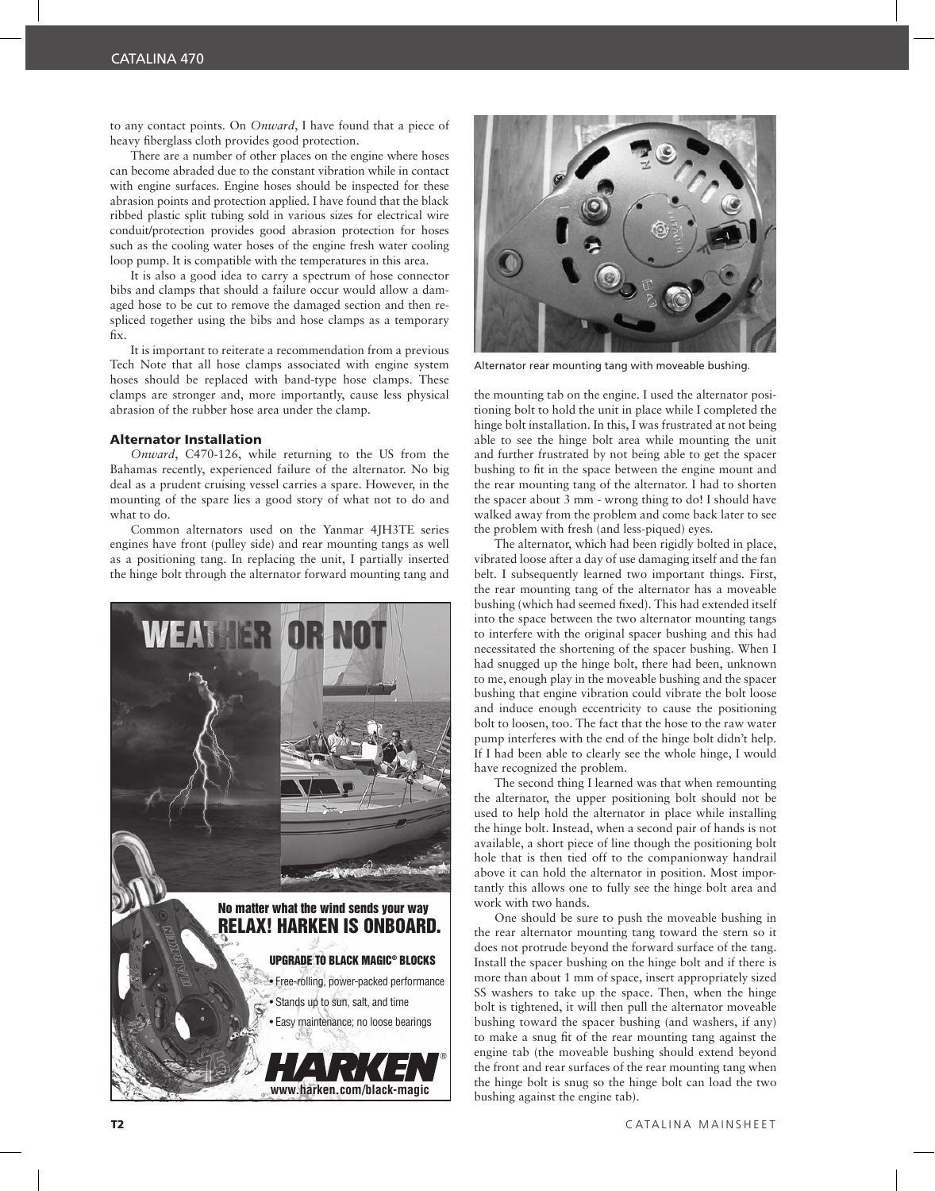to any contact points. On *Onward*, I have found that a piece of heavy fiberglass cloth provides good protection.

There are a number of other places on the engine where hoses can become abraded due to the constant vibration while in contact with engine surfaces. Engine hoses should be inspected for these abrasion points and protection applied. I have found that the black ribbed plastic split tubing sold in various sizes for electrical wire conduit/protection provides good abrasion protection for hoses such as the cooling water hoses of the engine fresh water cooling loop pump. It is compatible with the temperatures in this area.

It is also a good idea to carry a spectrum of hose connector bibs and clamps that should a failure occur would allow a damaged hose to be cut to remove the damaged section and then respliced together using the bibs and hose clamps as a temporary fix.

It is important to reiterate a recommendation from a previous Tech Note that all hose clamps associated with engine system hoses should be replaced with band-type hose clamps. These clamps are stronger and, more importantly, cause less physical abrasion of the rubber hose area under the clamp.

### Alternator Installation

*Onward*, C470-126, while returning to the US from the Bahamas recently, experienced failure of the alternator. No big deal as a prudent cruising vessel carries a spare. However, in the mounting of the spare lies a good story of what not to do and what to do.

Common alternators used on the Yanmar 4JH3TE series engines have front (pulley side) and rear mounting tangs as well as a positioning tang. In replacing the unit, I partially inserted the hinge bolt through the alternator forward mounting tang and the mounting tab on the engine. I used the alternator positioning bolt to hold the unit in place while I completed the hinge bolt installation. In this, I was frustrated at not being able to see the hinge bolt area while mounting the unit and further frustrated by not being able to get the spacer bushing to fit in the space between the engine mount and the rear mounting tang of the alternator. I had to shorten the spacer about 3 mm - wrong thing to do! I should have walked away from the problem and come back later to see the problem with fresh (and less-piqued) eyes.

Alternator rear mounting tang with moveable bushing.

The alternator, which had been rigidly bolted in place, vibrated loose after a day of use damaging itself and the fan belt. I subsequently learned two important things. First, the rear mounting tang of the alternator has a moveable bushing (which had seemed fixed). This had extended itself into the space between the two alternator mounting tangs to interfere with the original spacer bushing and this had necessitated the shortening of the spacer bushing. When I had snugged up the hinge bolt, there had been, unknown to me, enough play in the moveable bushing and the spacer bushing that engine vibration could vibrate the bolt loose and induce enough eccentricity to cause the positioning bolt to loosen, too. The fact that the hose to the raw water pump interferes with the end of the hinge bolt didn't help. If I had been able to clearly see the whole hinge, I would have recognized the problem.

The second thing I learned was that when remounting the alternator, the upper positioning bolt should not be used to help hold the alternator in place while installing the hinge bolt. Instead, when a second pair of hands is not available, a short piece of line though the positioning bolt hole that is then tied off to the companionway handrail above it can hold the alternator in position. Most importantly this allows one to fully see the hinge bolt area and work with two hands.

One should be sure to push the moveable bushing in the rear alternator mounting tang toward the stern so it does not protrude beyond the forward surface of the tang. Install the spacer bushing on the hinge bolt and if there is more than about 1 mm of space, insert appropriately sized SS washers to take up the space. Then, when the hinge bolt is tightened, it will then pull the alternator moveable bushing toward the spacer bushing (and washers, if any) to make a snug fit of the rear mounting tang against the engine tab (the moveable bushing should extend beyond the front and rear surfaces of the rear mounting tang when the hinge bolt is snug so the hinge bolt can load the two bushing against the engine tab).

WEATHER OR NOT

No matter what the wind sends your way
RELAX! HARKEN IS ONBOARD.

UPGRADE TO BLACK MAGIC® BLOCKS
- Free-rolling, power-packed performance
- Stands up to sun, salt, and time
- Easy maintenance; no loose bearings

HARKEN®
www.harken.com/black-magic